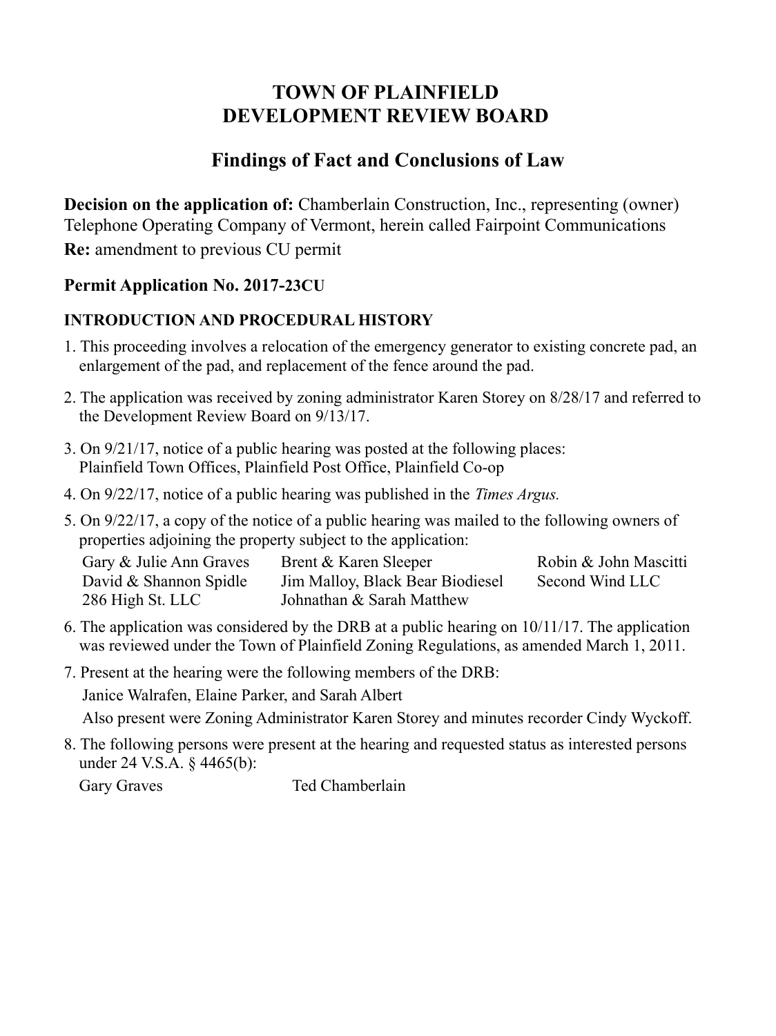# TOWN OF PLAINFIELD
# DEVELOPMENT REVIEW BOARD

## Findings of Fact and Conclusions of Law

**Decision on the application of:** Chamberlain Construction, Inc., representing (owner) Telephone Operating Company of Vermont, herein called Fairpoint Communications

**Re:** amendment to previous CU permit

### Permit Application No. 2017-23CU

### INTRODUCTION AND PROCEDURAL HISTORY

1. This proceeding involves a relocation of the emergency generator to existing concrete pad, an enlargement of the pad, and replacement of the fence around the pad.

2. The application was received by zoning administrator Karen Storey on 8/28/17 and referred to the Development Review Board on 9/13/17.

3. On 9/21/17, notice of a public hearing was posted at the following places: Plainfield Town Offices, Plainfield Post Office, Plainfield Co-op

4. On 9/22/17, notice of a public hearing was published in the *Times Argus.*

5. On 9/22/17, a copy of the notice of a public hearing was mailed to the following owners of properties adjoining the property subject to the application:

   Gary & Julie Ann Graves
   Brent & Karen Sleeper
   Robin & John Mascitti
   David & Shannon Spidle
   Jim Malloy, Black Bear Biodiesel
   Second Wind LLC
   286 High St. LLC
   Johnathan & Sarah Matthew

6. The application was considered by the DRB at a public hearing on 10/11/17. The application was reviewed under the Town of Plainfield Zoning Regulations, as amended March 1, 2011.

7. Present at the hearing were the following members of the DRB:

   Janice Walrafen, Elaine Parker, and Sarah Albert

   Also present were Zoning Administrator Karen Storey and minutes recorder Cindy Wyckoff.

8. The following persons were present at the hearing and requested status as interested persons under 24 V.S.A. § 4465(b):

   Gary Graves
   Ted Chamberlain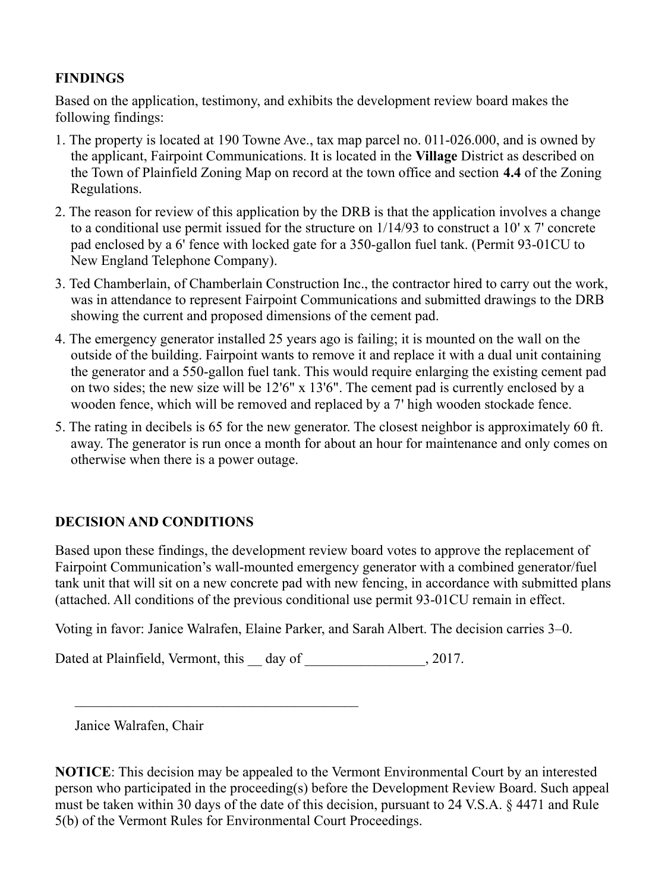**FINDINGS**

Based on the application, testimony, and exhibits the development review board makes the following findings:

1. The property is located at 190 Towne Ave., tax map parcel no. 011-026.000, and is owned by the applicant, Fairpoint Communications. It is located in the **Village** District as described on the Town of Plainfield Zoning Map on record at the town office and section **4.4** of the Zoning Regulations.
2. The reason for review of this application by the DRB is that the application involves a change to a conditional use permit issued for the structure on 1/14/93 to construct a 10' x 7' concrete pad enclosed by a 6' fence with locked gate for a 350-gallon fuel tank. (Permit 93-01CU to New England Telephone Company).
3. Ted Chamberlain, of Chamberlain Construction Inc., the contractor hired to carry out the work, was in attendance to represent Fairpoint Communications and submitted drawings to the DRB showing the current and proposed dimensions of the cement pad.
4. The emergency generator installed 25 years ago is failing; it is mounted on the wall on the outside of the building. Fairpoint wants to remove it and replace it with a dual unit containing the generator and a 550-gallon fuel tank. This would require enlarging the existing cement pad on two sides; the new size will be 12'6" x 13'6". The cement pad is currently enclosed by a wooden fence, which will be removed and replaced by a 7' high wooden stockade fence.
5. The rating in decibels is 65 for the new generator. The closest neighbor is approximately 60 ft. away. The generator is run once a month for about an hour for maintenance and only comes on otherwise when there is a power outage.

**DECISION AND CONDITIONS**

Based upon these findings, the development review board votes to approve the replacement of Fairpoint Communication's wall-mounted emergency generator with a combined generator/fuel tank unit that will sit on a new concrete pad with new fencing, in accordance with submitted plans (attached. All conditions of the previous conditional use permit 93-01CU remain in effect.

Voting in favor: Janice Walrafen, Elaine Parker, and Sarah Albert. The decision carries 3–0.

Dated at Plainfield, Vermont, this __ day of _________________, 2017.

\_\_\_\_\_\_\_\_\_\_\_\_\_\_\_\_\_\_\_\_\_\_\_\_\_\_\_\_\_\_\_\_\_\_\_\_\_\_\_\_\_

Janice Walrafen, Chair

**NOTICE**: This decision may be appealed to the Vermont Environmental Court by an interested person who participated in the proceeding(s) before the Development Review Board. Such appeal must be taken within 30 days of the date of this decision, pursuant to 24 V.S.A. § 4471 and Rule 5(b) of the Vermont Rules for Environmental Court Proceedings.